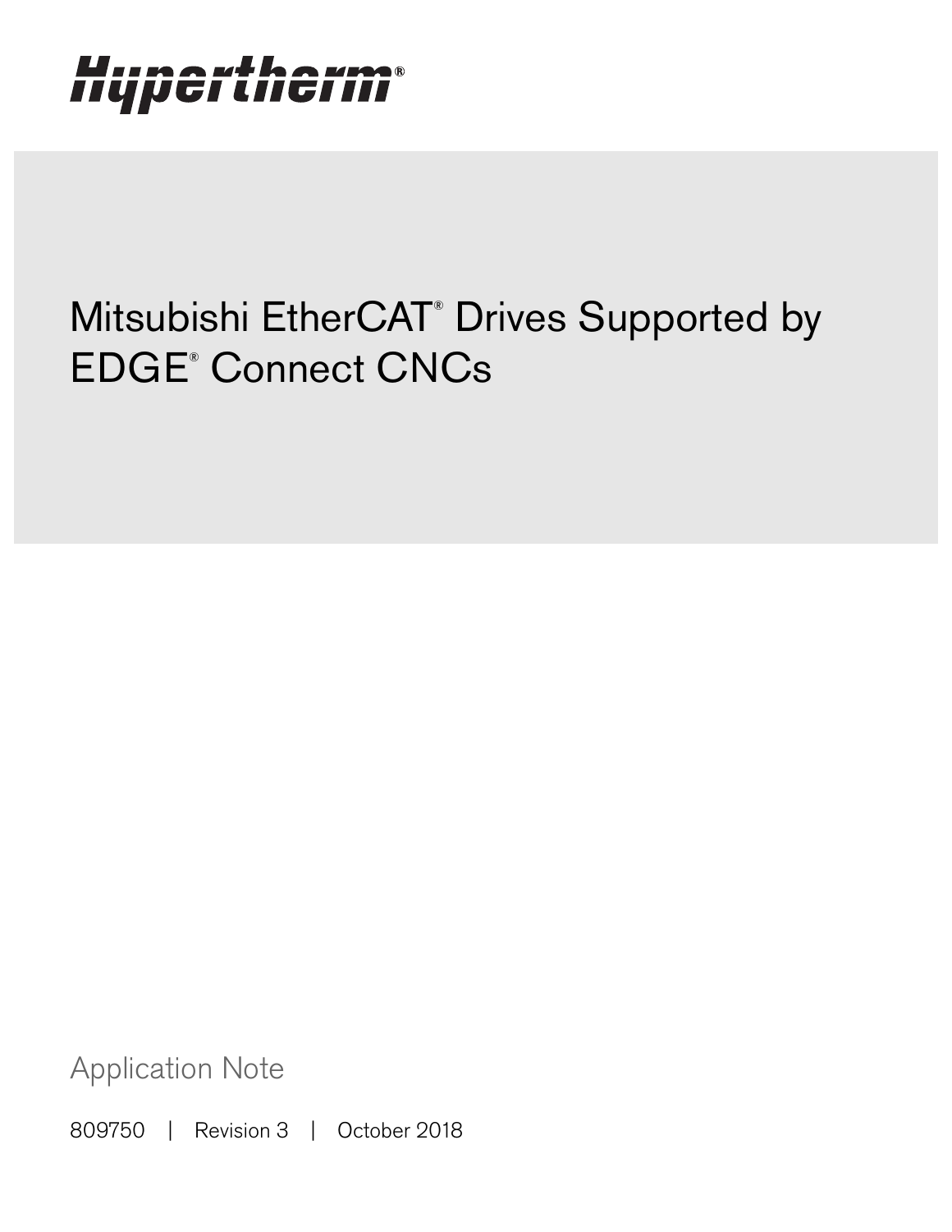Hypertherm®

# Mitsubishi EtherCAT® Drives Supported by EDGE® Connect CNCs

Application Note

809750 | Revision 3 | October 2018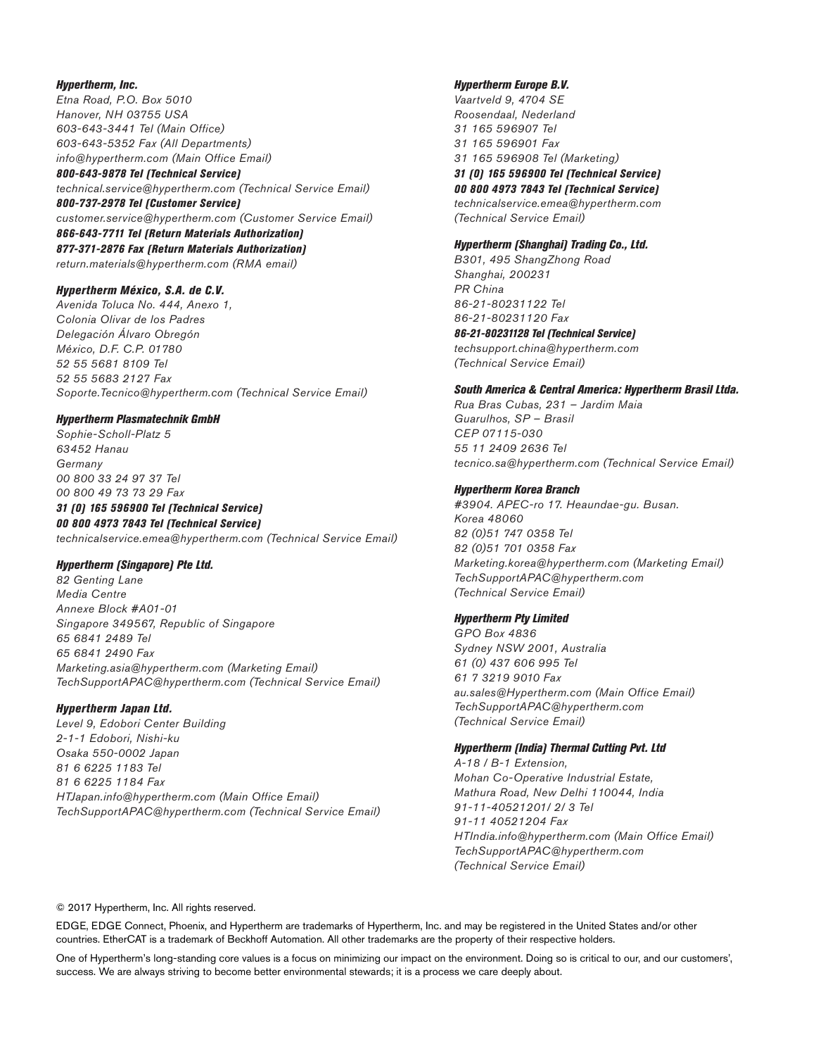**_Hypertherm, Inc._**
_Etna Road, P.O. Box 5010_
_Hanover, NH 03755 USA_
_603-643-3441 Tel (Main Office)_
_603-643-5352 Fax (All Departments)_
_info@hypertherm.com (Main Office Email)_
**_800-643-9878 Tel (Technical Service)_**
_technical.service@hypertherm.com (Technical Service Email)_
**_800-737-2978 Tel (Customer Service)_**
_customer.service@hypertherm.com (Customer Service Email)_
**_866-643-7711 Tel (Return Materials Authorization)_**
**_877-371-2876 Fax (Return Materials Authorization)_**
_return.materials@hypertherm.com (RMA email)_

**_Hypertherm México, S.A. de C.V._**
_Avenida Toluca No. 444, Anexo 1,_
_Colonia Olivar de los Padres_
_Delegación Álvaro Obregón_
_México, D.F. C.P. 01780_
_52 55 5681 8109 Tel_
_52 55 5683 2127 Fax_
_Soporte.Tecnico@hypertherm.com (Technical Service Email)_

**_Hypertherm Plasmatechnik GmbH_**
_Sophie-Scholl-Platz 5_
_63452 Hanau_
_Germany_
_00 800 33 24 97 37 Tel_
_00 800 49 73 73 29 Fax_
**_31 (0) 165 596900 Tel (Technical Service)_**
**_00 800 4973 7843 Tel (Technical Service)_**
_technicalservice.emea@hypertherm.com (Technical Service Email)_

**_Hypertherm (Singapore) Pte Ltd._**
_82 Genting Lane_
_Media Centre_
_Annexe Block #A01-01_
_Singapore 349567, Republic of Singapore_
_65 6841 2489 Tel_
_65 6841 2490 Fax_
_Marketing.asia@hypertherm.com (Marketing Email)_
_TechSupportAPAC@hypertherm.com (Technical Service Email)_

**_Hypertherm Japan Ltd._**
_Level 9, Edobori Center Building_
_2-1-1 Edobori, Nishi-ku_
_Osaka 550-0002 Japan_
_81 6 6225 1183 Tel_
_81 6 6225 1184 Fax_
_HTJapan.info@hypertherm.com (Main Office Email)_
_TechSupportAPAC@hypertherm.com (Technical Service Email)_

**_Hypertherm Europe B.V._**
_Vaartveld 9, 4704 SE_
_Roosendaal, Nederland_
_31 165 596907 Tel_
_31 165 596901 Fax_
_31 165 596908 Tel (Marketing)_
**_31 (0) 165 596900 Tel (Technical Service)_**
**_00 800 4973 7843 Tel (Technical Service)_**
_technicalservice.emea@hypertherm.com_
_(Technical Service Email)_

**_Hypertherm (Shanghai) Trading Co., Ltd._**
_B301, 495 ShangZhong Road_
_Shanghai, 200231_
_PR China_
_86-21-80231122 Tel_
_86-21-80231120 Fax_
**_86-21-80231128 Tel (Technical Service)_**
_techsupport.china@hypertherm.com_
_(Technical Service Email)_

**_South America & Central America: Hypertherm Brasil Ltda._**
_Rua Bras Cubas, 231 – Jardim Maia_
_Guarulhos, SP – Brasil_
_CEP 07115-030_
_55 11 2409 2636 Tel_
_tecnico.sa@hypertherm.com (Technical Service Email)_

**_Hypertherm Korea Branch_**
_#3904. APEC-ro 17. Heaundae-gu. Busan._
_Korea 48060_
_82 (0)51 747 0358 Tel_
_82 (0)51 701 0358 Fax_
_Marketing.korea@hypertherm.com (Marketing Email)_
_TechSupportAPAC@hypertherm.com_
_(Technical Service Email)_

**_Hypertherm Pty Limited_**
_GPO Box 4836_
_Sydney NSW 2001, Australia_
_61 (0) 437 606 995 Tel_
_61 7 3219 9010 Fax_
_au.sales@Hypertherm.com (Main Office Email)_
_TechSupportAPAC@hypertherm.com_
_(Technical Service Email)_

**_Hypertherm (India) Thermal Cutting Pvt. Ltd_**
_A-18 / B-1 Extension,_
_Mohan Co-Operative Industrial Estate,_
_Mathura Road, New Delhi 110044, India_
_91-11-40521201/ 2/ 3 Tel_
_91-11 40521204 Fax_
_HTIndia.info@hypertherm.com (Main Office Email)_
_TechSupportAPAC@hypertherm.com_
_(Technical Service Email)_

© 2017 Hypertherm, Inc. All rights reserved.

EDGE, EDGE Connect, Phoenix, and Hypertherm are trademarks of Hypertherm, Inc. and may be registered in the United States and/or other countries. EtherCAT is a trademark of Beckhoff Automation. All other trademarks are the property of their respective holders.

One of Hypertherm's long-standing core values is a focus on minimizing our impact on the environment. Doing so is critical to our, and our customers', success. We are always striving to become better environmental stewards; it is a process we care deeply about.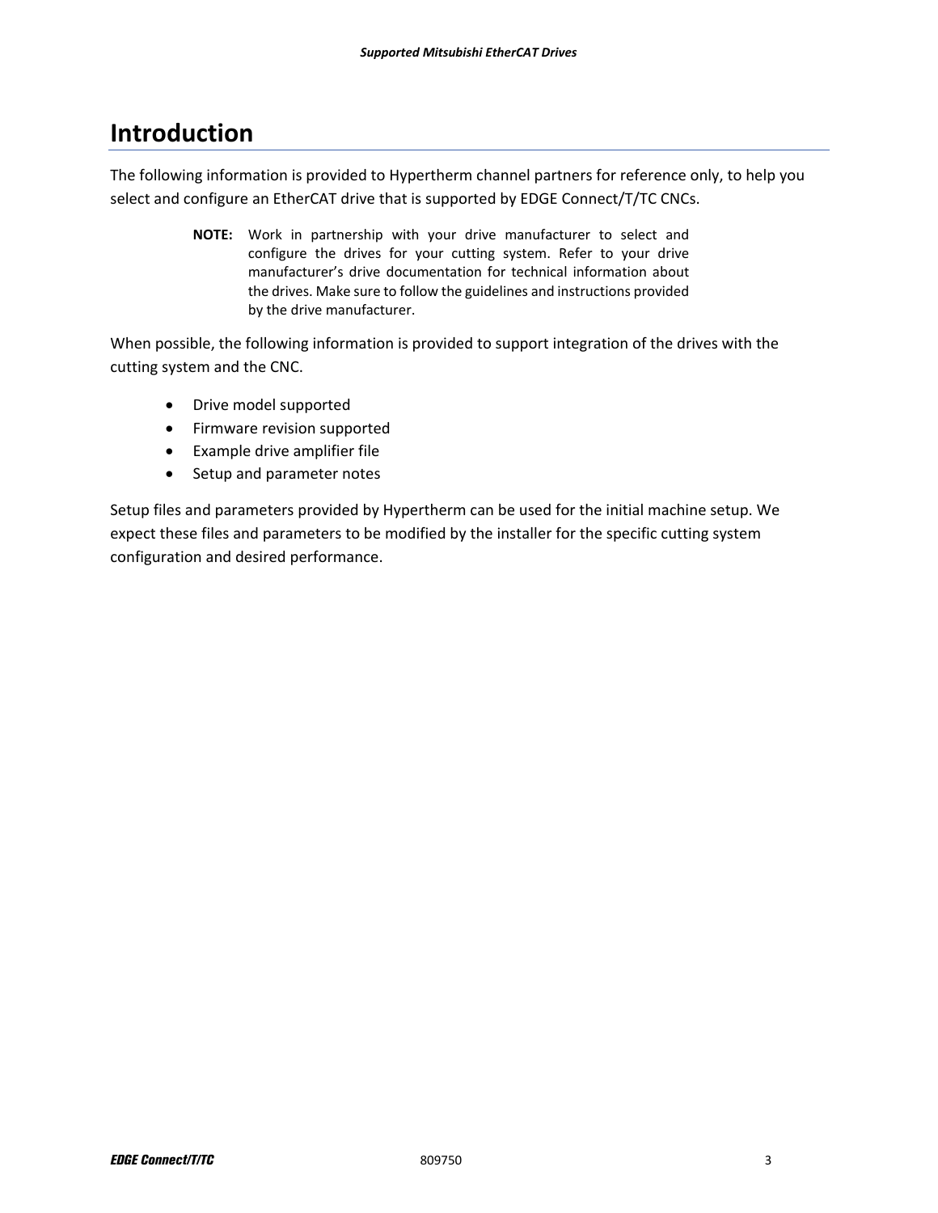# Introduction

The following information is provided to Hypertherm channel partners for reference only, to help you select and configure an EtherCAT drive that is supported by EDGE Connect/T/TC CNCs.

> **NOTE:** Work in partnership with your drive manufacturer to select and configure the drives for your cutting system. Refer to your drive manufacturer's drive documentation for technical information about the drives. Make sure to follow the guidelines and instructions provided by the drive manufacturer.

When possible, the following information is provided to support integration of the drives with the cutting system and the CNC.

- Drive model supported
- Firmware revision supported
- Example drive amplifier file
- Setup and parameter notes

Setup files and parameters provided by Hypertherm can be used for the initial machine setup. We expect these files and parameters to be modified by the installer for the specific cutting system configuration and desired performance.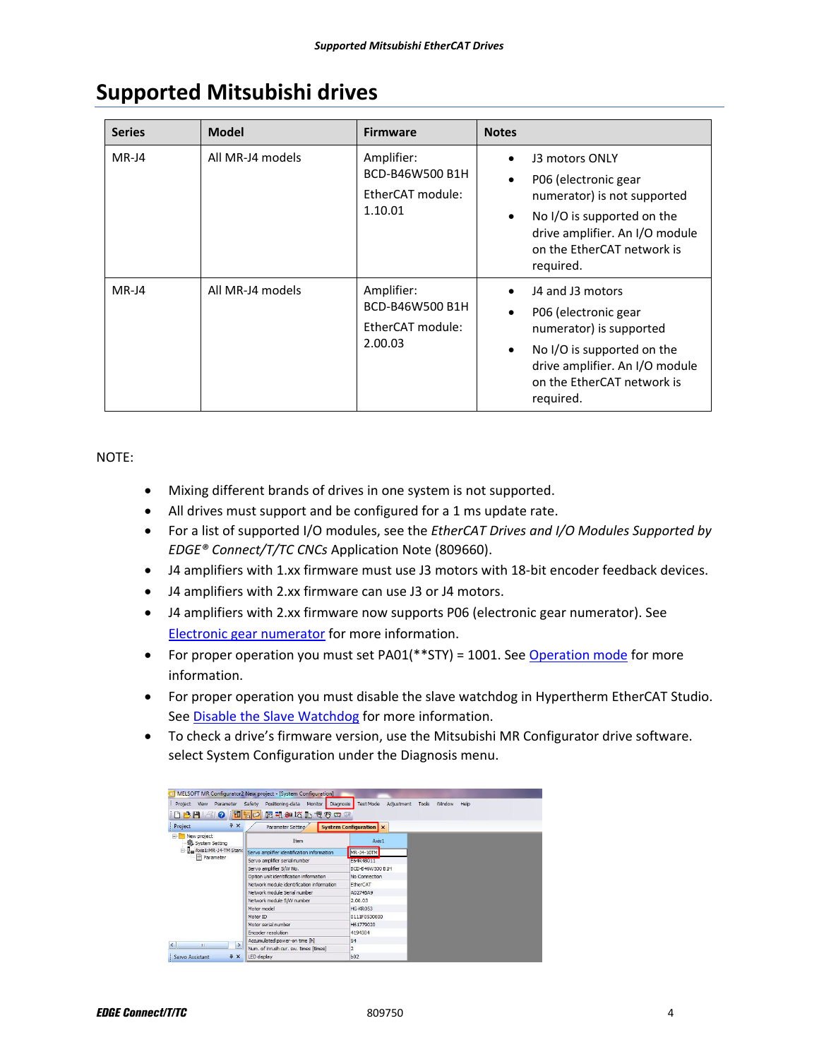# Supported Mitsubishi drives

| Series | Model | Firmware | Notes |
|---|---|---|---|
| MR-J4 | All MR-J4 models | Amplifier: BCD-B46W500 B1H<br>EtherCAT module: 1.10.01 | • J3 motors ONLY<br>• P06 (electronic gear numerator) is not supported<br>• No I/O is supported on the drive amplifier. An I/O module on the EtherCAT network is required. |
| MR-J4 | All MR-J4 models | Amplifier: BCD-B46W500 B1H<br>EtherCAT module: 2.00.03 | • J4 and J3 motors<br>• P06 (electronic gear numerator) is supported<br>• No I/O is supported on the drive amplifier. An I/O module on the EtherCAT network is required. |

NOTE:

- Mixing different brands of drives in one system is not supported.
- All drives must support and be configured for a 1 ms update rate.
- For a list of supported I/O modules, see the *EtherCAT Drives and I/O Modules Supported by EDGE® Connect/T/TC CNCs* Application Note (809660).
- J4 amplifiers with 1.xx firmware must use J3 motors with 18-bit encoder feedback devices.
- J4 amplifiers with 2.xx firmware can use J3 or J4 motors.
- J4 amplifiers with 2.xx firmware now supports P06 (electronic gear numerator). See Electronic gear numerator for more information.
- For proper operation you must set PA01(**STY) = 1001. See Operation mode for more information.
- For proper operation you must disable the slave watchdog in Hypertherm EtherCAT Studio. See Disable the Slave Watchdog for more information.
- To check a drive's firmware version, use the Mitsubishi MR Configurator drive software. select System Configuration under the Diagnosis menu.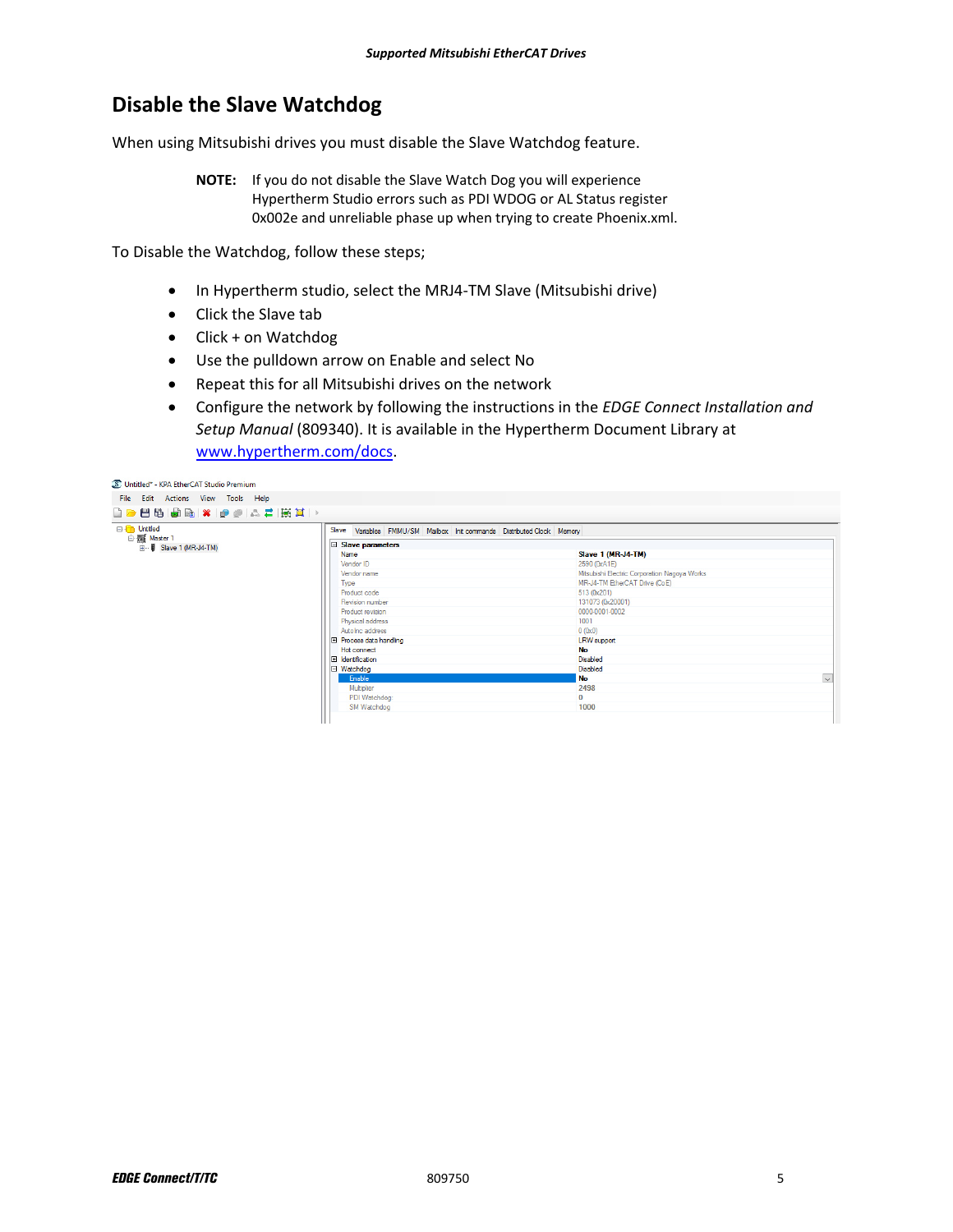## Disable the Slave Watchdog

When using Mitsubishi drives you must disable the Slave Watchdog feature.

> **NOTE:** If you do not disable the Slave Watch Dog you will experience Hypertherm Studio errors such as PDI WDOG or AL Status register 0x002e and unreliable phase up when trying to create Phoenix.xml.

To Disable the Watchdog, follow these steps;

- In Hypertherm studio, select the MRJ4-TM Slave (Mitsubishi drive)
- Click the Slave tab
- Click + on Watchdog
- Use the pulldown arrow on Enable and select No
- Repeat this for all Mitsubishi drives on the network
- Configure the network by following the instructions in the *EDGE Connect Installation and Setup Manual* (809340). It is available in the Hypertherm Document Library at www.hypertherm.com/docs.

Untitled* - KPA EtherCAT Studio Premium

File Edit Actions View Tools Help

- Untitled
  - Master 1
    - Slave 1 (MR-J4-TM)

Slave | Variables | FMMU/SM | Mailbox | Init commands | Distributed Clock | Memory

| Slave parameters | |
|---|---|
| Name | Slave 1 (MR-J4-TM) |
| Vendor ID | 2590 (0xA1E) |
| Vendor name | Mitsubishi Electric Corporation Nagoya Works |
| Type | MR-J4-TM EtherCAT Drive (CoE) |
| Product code | 513 (0x201) |
| Revision number | 131073 (0x20001) |
| Product revision | 0000-0001-0002 |
| Physical address | 1001 |
| Auto inc address | 0 (0x0) |
| Process data handling | LRW support |
| Hot connect | No |
| Identification | Disabled |
| Watchdog | Disabled |
| Enable | No |
| Multiplier | 2498 |
| PDI Watchdog | 0 |
| SM Watchdog | 1000 |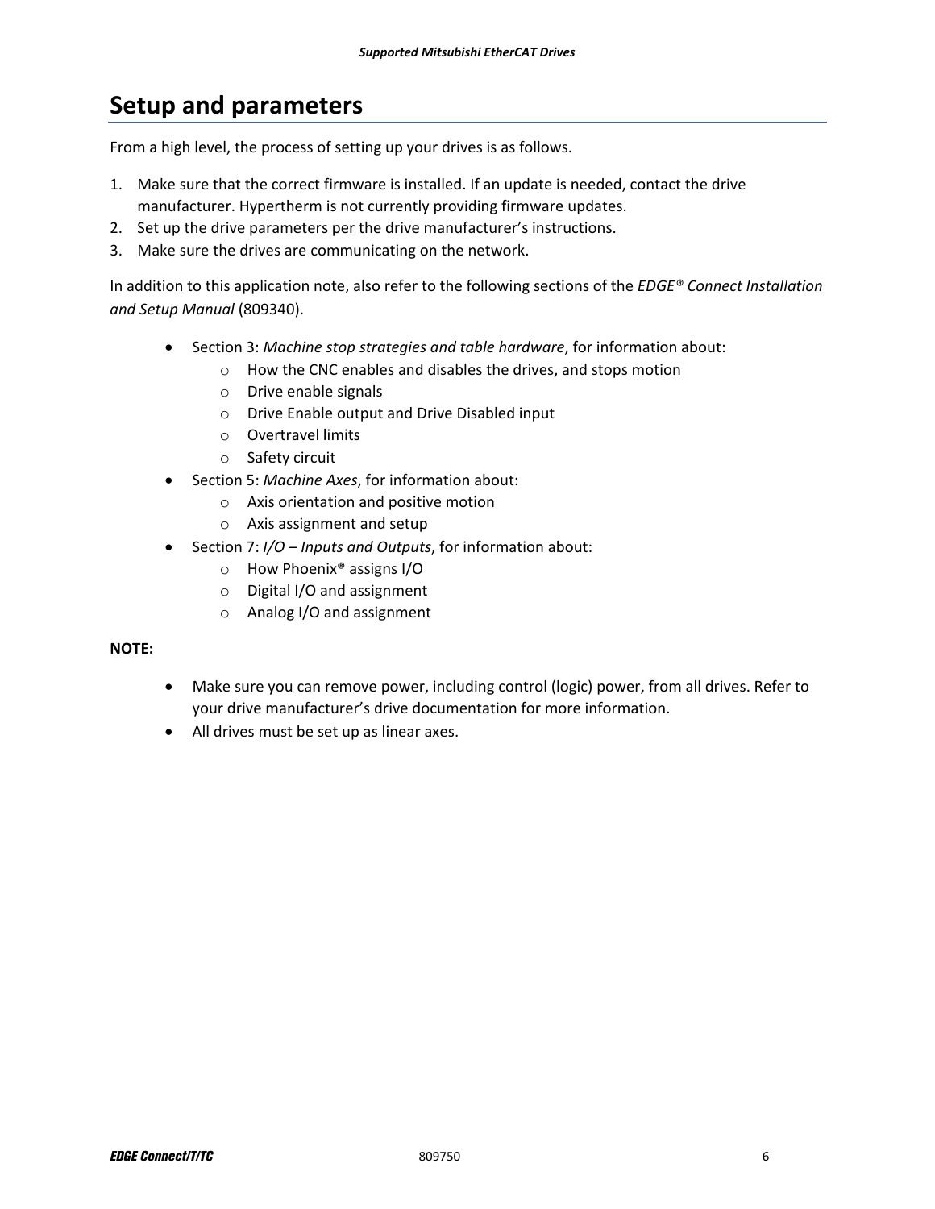# Setup and parameters

From a high level, the process of setting up your drives is as follows.

1. Make sure that the correct firmware is installed. If an update is needed, contact the drive manufacturer. Hypertherm is not currently providing firmware updates.
2. Set up the drive parameters per the drive manufacturer's instructions.
3. Make sure the drives are communicating on the network.

In addition to this application note, also refer to the following sections of the *EDGE® Connect Installation and Setup Manual* (809340).

- Section 3: *Machine stop strategies and table hardware*, for information about:
  - How the CNC enables and disables the drives, and stops motion
  - Drive enable signals
  - Drive Enable output and Drive Disabled input
  - Overtravel limits
  - Safety circuit
- Section 5: *Machine Axes*, for information about:
  - Axis orientation and positive motion
  - Axis assignment and setup
- Section 7: *I/O – Inputs and Outputs*, for information about:
  - How Phoenix® assigns I/O
  - Digital I/O and assignment
  - Analog I/O and assignment

**NOTE:**

- Make sure you can remove power, including control (logic) power, from all drives. Refer to your drive manufacturer's drive documentation for more information.
- All drives must be set up as linear axes.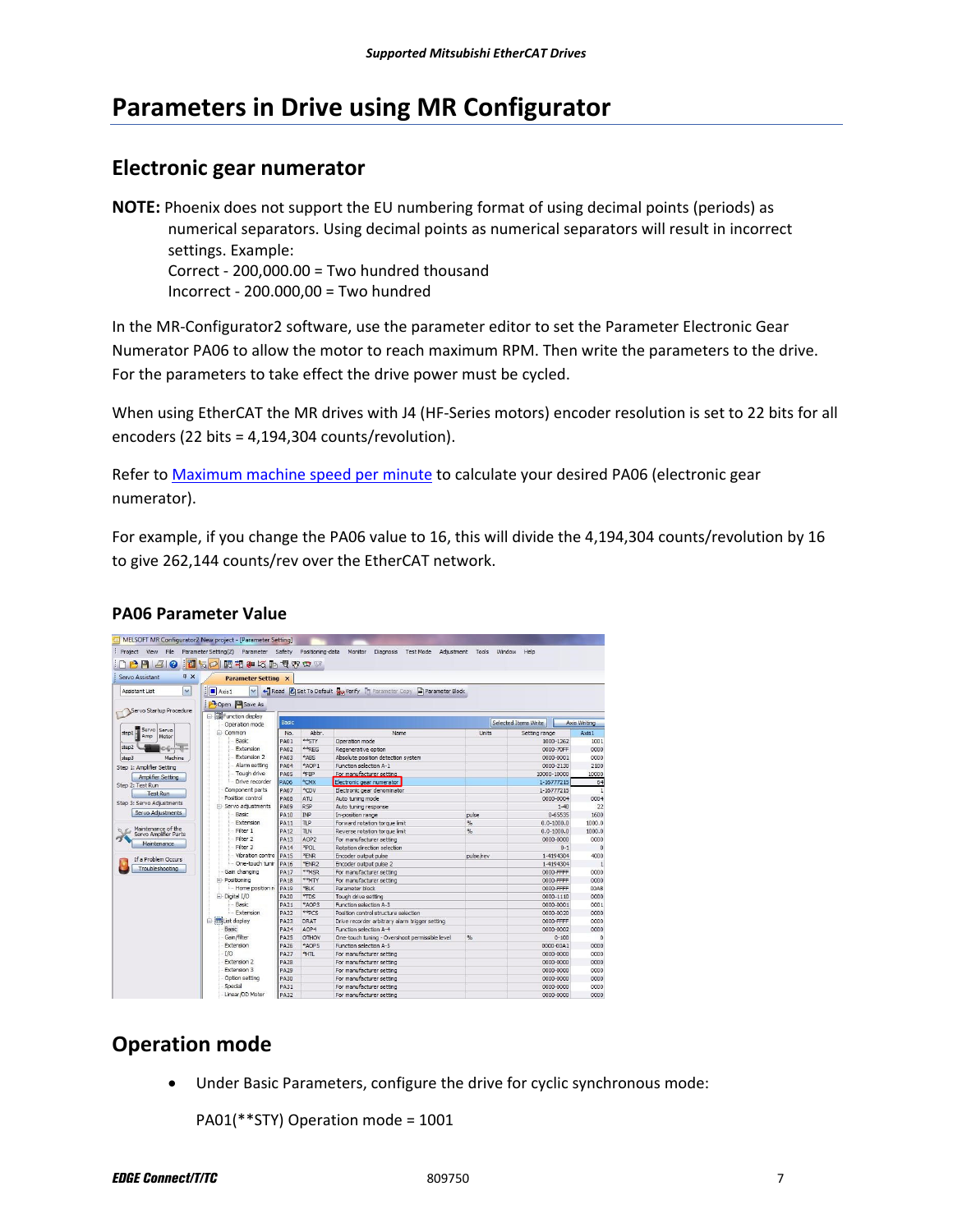# Parameters in Drive using MR Configurator

## Electronic gear numerator

**NOTE:** Phoenix does not support the EU numbering format of using decimal points (periods) as numerical separators. Using decimal points as numerical separators will result in incorrect settings. Example:
Correct - 200,000.00 = Two hundred thousand
Incorrect - 200.000,00 = Two hundred

In the MR-Configurator2 software, use the parameter editor to set the Parameter Electronic Gear Numerator PA06 to allow the motor to reach maximum RPM. Then write the parameters to the drive. For the parameters to take effect the drive power must be cycled.

When using EtherCAT the MR drives with J4 (HF-Series motors) encoder resolution is set to 22 bits for all encoders (22 bits = 4,194,304 counts/revolution).

Refer to Maximum machine speed per minute to calculate your desired PA06 (electronic gear numerator).

For example, if you change the PA06 value to 16, this will divide the 4,194,304 counts/revolution by 16 to give 262,144 counts/rev over the EtherCAT network.

### PA06 Parameter Value

## Operation mode

- Under Basic Parameters, configure the drive for cyclic synchronous mode:

  PA01(**STY) Operation mode = 1001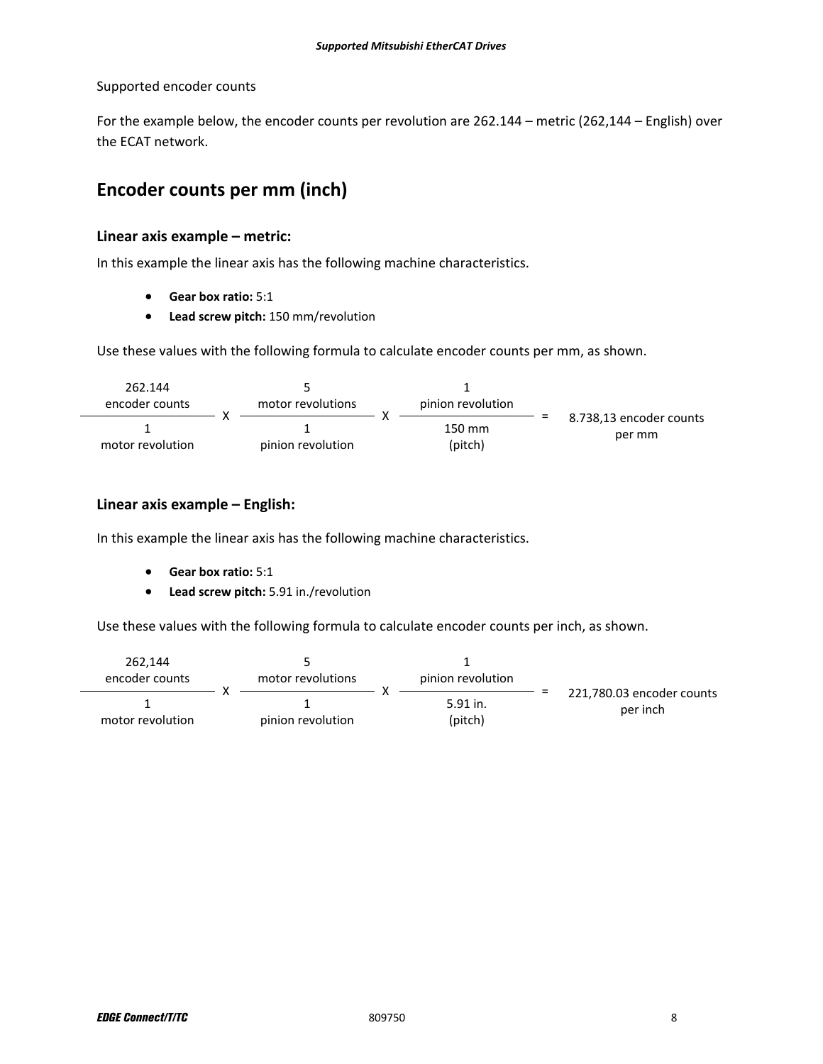Supported encoder counts

For the example below, the encoder counts per revolution are 262.144 – metric (262,144 – English) over the ECAT network.

## Encoder counts per mm (inch)

### Linear axis example – metric:

In this example the linear axis has the following machine characteristics.

- **Gear box ratio:** 5:1
- **Lead screw pitch:** 150 mm/revolution

Use these values with the following formula to calculate encoder counts per mm, as shown.

$$\frac{\text{262.144 encoder counts}}{\text{1 motor revolution}} \times \frac{\text{5 motor revolutions}}{\text{1 pinion revolution}} \times \frac{\text{1 pinion revolution}}{\text{150 mm (pitch)}} = \text{8.738,13 encoder counts per mm}$$

### Linear axis example – English:

In this example the linear axis has the following machine characteristics.

- **Gear box ratio:** 5:1
- **Lead screw pitch:** 5.91 in./revolution

Use these values with the following formula to calculate encoder counts per inch, as shown.

$$\frac{\text{262,144 encoder counts}}{\text{1 motor revolution}} \times \frac{\text{5 motor revolutions}}{\text{1 pinion revolution}} \times \frac{\text{1 pinion revolution}}{\text{5.91 in. (pitch)}} = \text{221,780.03 encoder counts per inch}$$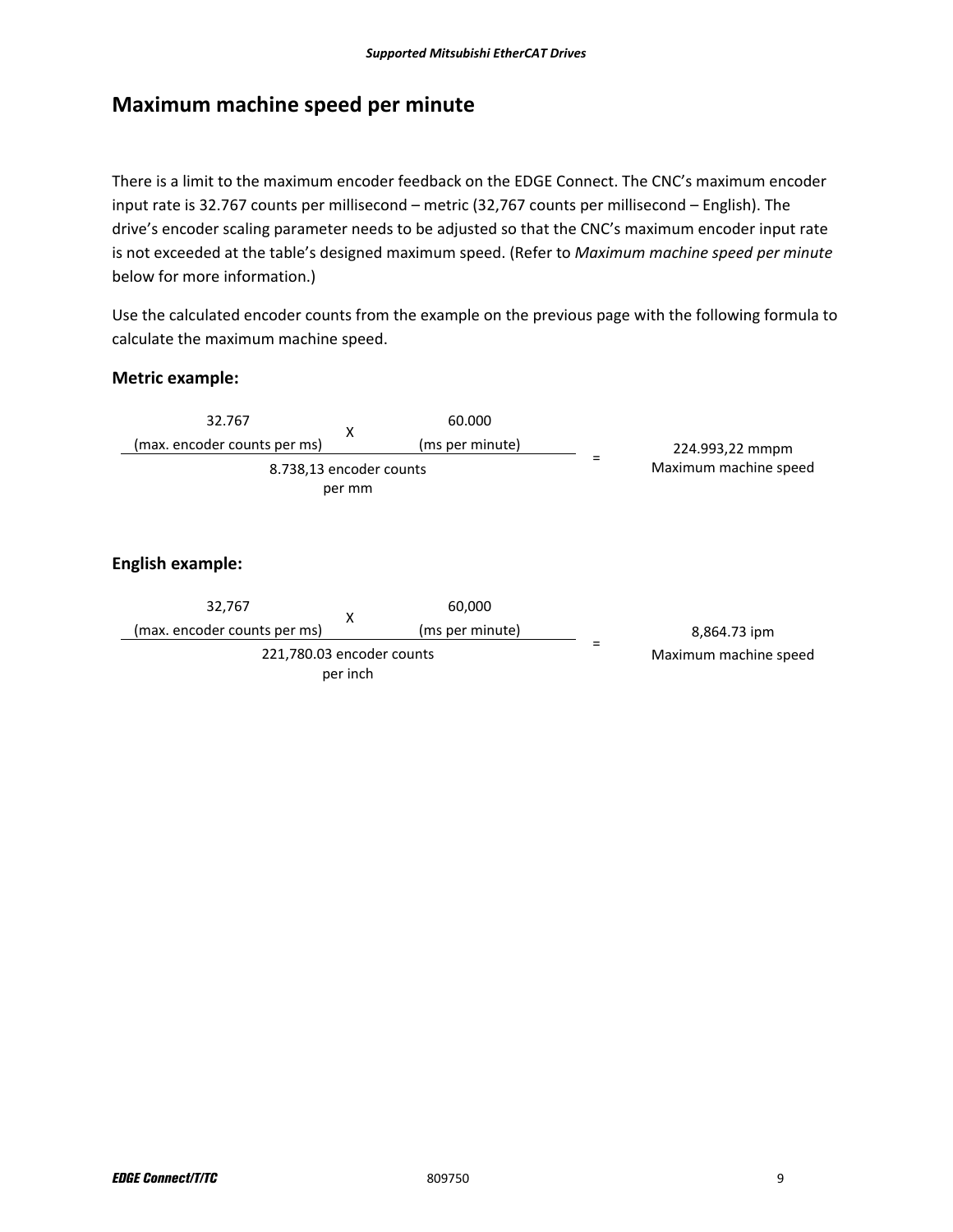## Maximum machine speed per minute

There is a limit to the maximum encoder feedback on the EDGE Connect. The CNC's maximum encoder input rate is 32.767 counts per millisecond – metric (32,767 counts per millisecond – English). The drive's encoder scaling parameter needs to be adjusted so that the CNC's maximum encoder input rate is not exceeded at the table's designed maximum speed. (Refer to *Maximum machine speed per minute* below for more information.)

Use the calculated encoder counts from the example on the previous page with the following formula to calculate the maximum machine speed.

### Metric example:

$$\frac{\underset{\text{(max. encoder counts per ms)}}{32.767} \times \underset{\text{(ms per minute)}}{60.000}}{\text{8.738,13 encoder counts per mm}} = \text{224.993,22 mmpm Maximum machine speed}$$

### English example:

$$\frac{\underset{\text{(max. encoder counts per ms)}}{32{,}767} \times \underset{\text{(ms per minute)}}{60{,}000}}{\text{221,780.03 encoder counts per inch}} = \text{8,864.73 ipm Maximum machine speed}$$